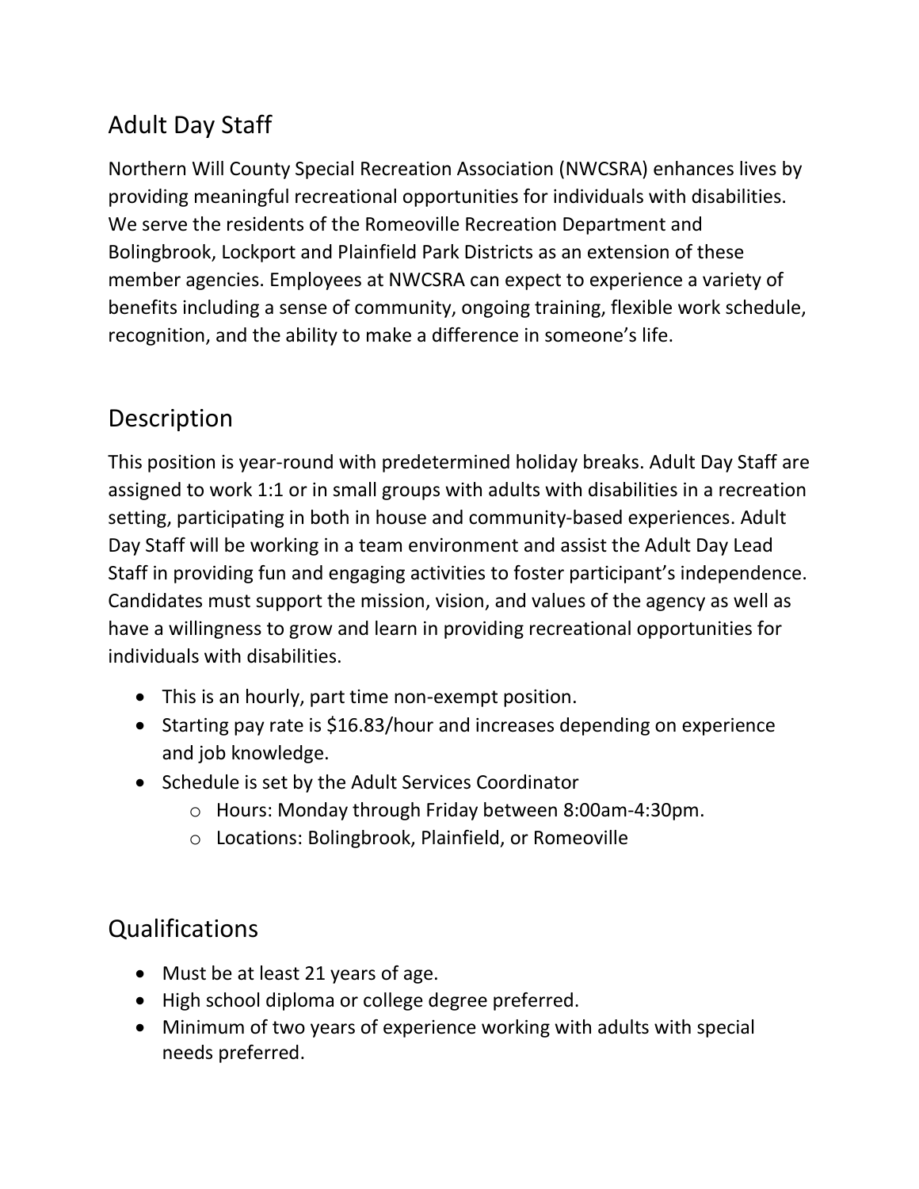## Adult Day Staff

Northern Will County Special Recreation Association (NWCSRA) enhances lives by providing meaningful recreational opportunities for individuals with disabilities. We serve the residents of the Romeoville Recreation Department and Bolingbrook, Lockport and Plainfield Park Districts as an extension of these member agencies. Employees at NWCSRA can expect to experience a variety of benefits including a sense of community, ongoing training, flexible work schedule, recognition, and the ability to make a difference in someone's life.

## Description

This position is year-round with predetermined holiday breaks. Adult Day Staff are assigned to work 1:1 or in small groups with adults with disabilities in a recreation setting, participating in both in house and community-based experiences. Adult Day Staff will be working in a team environment and assist the Adult Day Lead Staff in providing fun and engaging activities to foster participant's independence. Candidates must support the mission, vision, and values of the agency as well as have a willingness to grow and learn in providing recreational opportunities for individuals with disabilities.

- This is an hourly, part time non-exempt position.
- Starting pay rate is $16.83/hour and increases depending on experience and job knowledge.
- Schedule is set by the Adult Services Coordinator
    - Hours: Monday through Friday between 8:00am-4:30pm.
    - Locations: Bolingbrook, Plainfield, or Romeoville

## Qualifications

- Must be at least 21 years of age.
- High school diploma or college degree preferred.
- Minimum of two years of experience working with adults with special needs preferred.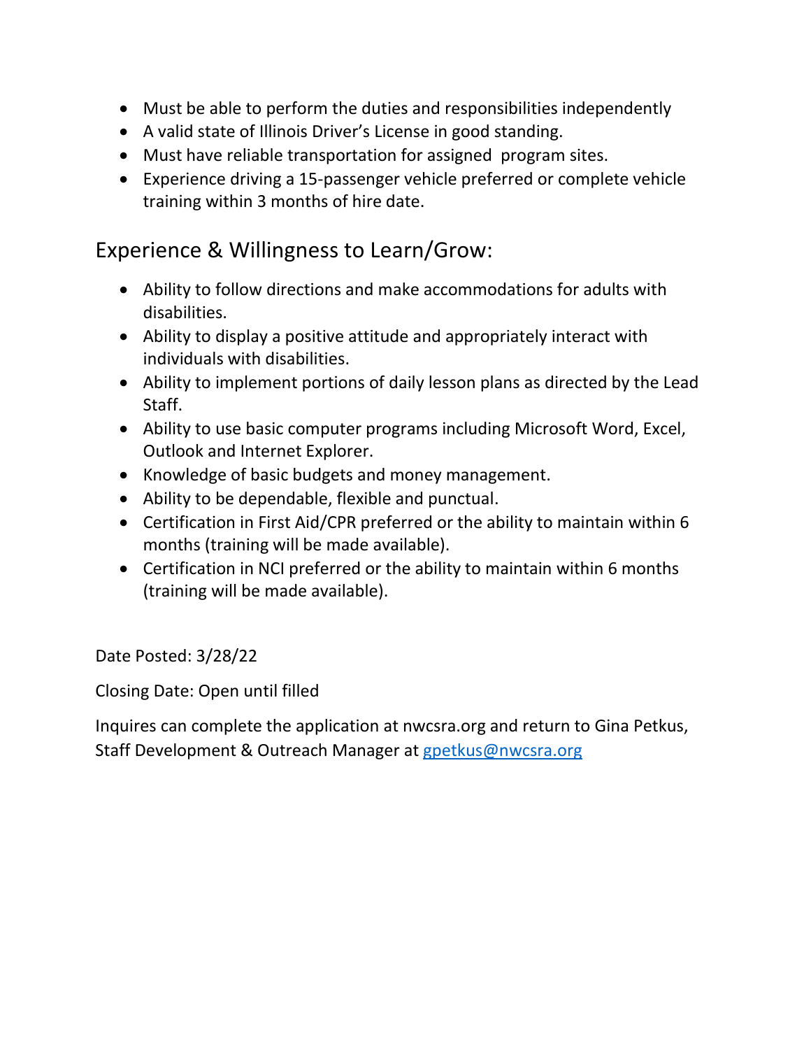- Must be able to perform the duties and responsibilities independently
- A valid state of Illinois Driver's License in good standing.
- Must have reliable transportation for assigned program sites.
- Experience driving a 15-passenger vehicle preferred or complete vehicle training within 3 months of hire date.

## Experience & Willingness to Learn/Grow:

- Ability to follow directions and make accommodations for adults with disabilities.
- Ability to display a positive attitude and appropriately interact with individuals with disabilities.
- Ability to implement portions of daily lesson plans as directed by the Lead Staff.
- Ability to use basic computer programs including Microsoft Word, Excel, Outlook and Internet Explorer.
- Knowledge of basic budgets and money management.
- Ability to be dependable, flexible and punctual.
- Certification in First Aid/CPR preferred or the ability to maintain within 6 months (training will be made available).
- Certification in NCI preferred or the ability to maintain within 6 months (training will be made available).

Date Posted: 3/28/22

Closing Date: Open until filled

Inquires can complete the application at nwcsra.org and return to Gina Petkus, Staff Development & Outreach Manager at gpetkus@nwcsra.org